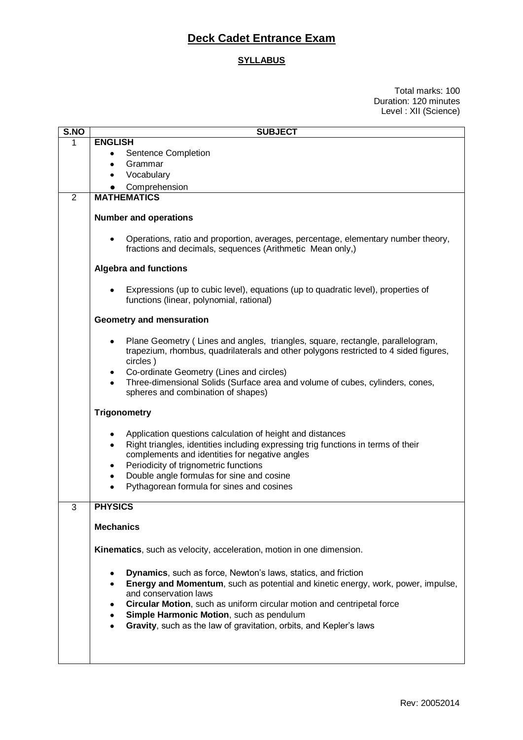# Deck Cadet Entrance Exam

## SYLLABUS

Total marks: 100
Duration: 120 minutes
Level : XII (Science)

| S.NO | SUBJECT |
|---|---|
| 1 | **ENGLISH**<br>• Sentence Completion<br>• Grammar<br>• Vocabulary<br>• Comprehension |
| 2 | **MATHEMATICS**<br><br>**Number and operations**<br><br>• Operations, ratio and proportion, averages, percentage, elementary number theory, fractions and decimals, sequences (Arithmetic Mean only,)<br><br>**Algebra and functions**<br><br>• Expressions (up to cubic level), equations (up to quadratic level), properties of functions (linear, polynomial, rational)<br><br>**Geometry and mensuration**<br><br>• Plane Geometry ( Lines and angles, triangles, square, rectangle, parallelogram, trapezium, rhombus, quadrilaterals and other polygons restricted to 4 sided figures, circles )<br>• Co-ordinate Geometry (Lines and circles)<br>• Three-dimensional Solids (Surface area and volume of cubes, cylinders, cones, spheres and combination of shapes)<br><br>**Trigonometry**<br><br>• Application questions calculation of height and distances<br>• Right triangles, identities including expressing trig functions in terms of their complements and identities for negative angles<br>• Periodicity of trignometric functions<br>• Double angle formulas for sine and cosine<br>• Pythagorean formula for sines and cosines |
| 3 | **PHYSICS**<br><br>**Mechanics**<br><br>**Kinematics**, such as velocity, acceleration, motion in one dimension.<br><br>• **Dynamics**, such as force, Newton's laws, statics, and friction<br>• **Energy and Momentum**, such as potential and kinetic energy, work, power, impulse, and conservation laws<br>• **Circular Motion**, such as uniform circular motion and centripetal force<br>• **Simple Harmonic Motion**, such as pendulum<br>• **Gravity**, such as the law of gravitation, orbits, and Kepler's laws |

Rev: 20052014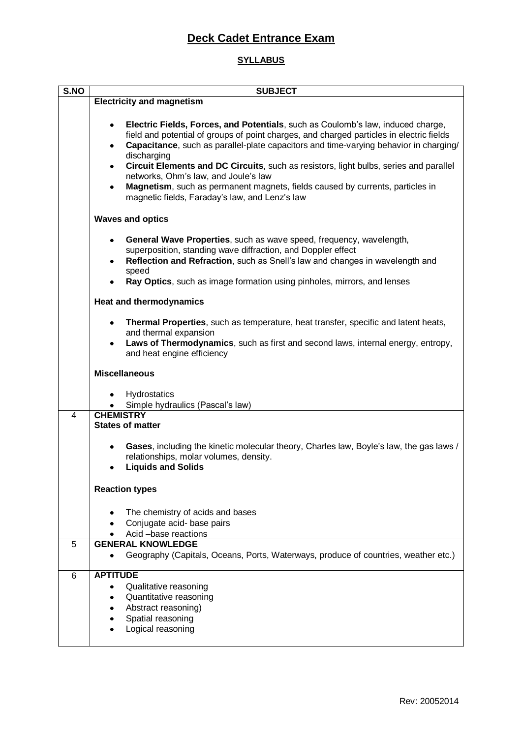# Deck Cadet Entrance Exam

## SYLLABUS

| S.NO | SUBJECT |
|---|---|
| | **Electricity and magnetism**<br><br>• **Electric Fields, Forces, and Potentials**, such as Coulomb's law, induced charge, field and potential of groups of point charges, and charged particles in electric fields<br>• **Capacitance**, such as parallel-plate capacitors and time-varying behavior in charging/ discharging<br>• **Circuit Elements and DC Circuits**, such as resistors, light bulbs, series and parallel networks, Ohm's law, and Joule's law<br>• **Magnetism**, such as permanent magnets, fields caused by currents, particles in magnetic fields, Faraday's law, and Lenz's law<br><br>**Waves and optics**<br><br>• **General Wave Properties**, such as wave speed, frequency, wavelength, superposition, standing wave diffraction, and Doppler effect<br>• **Reflection and Refraction**, such as Snell's law and changes in wavelength and speed<br>• **Ray Optics**, such as image formation using pinholes, mirrors, and lenses<br><br>**Heat and thermodynamics**<br><br>• **Thermal Properties**, such as temperature, heat transfer, specific and latent heats, and thermal expansion<br>• **Laws of Thermodynamics**, such as first and second laws, internal energy, entropy, and heat engine efficiency<br><br>**Miscellaneous**<br><br>• Hydrostatics<br>• Simple hydraulics (Pascal's law) |
| 4 | **CHEMISTRY**<br>**States of matter**<br><br>• **Gases**, including the kinetic molecular theory, Charles law, Boyle's law, the gas laws / relationships, molar volumes, density.<br>• **Liquids and Solids**<br><br>**Reaction types**<br><br>• The chemistry of acids and bases<br>• Conjugate acid- base pairs<br>• Acid –base reactions |
| 5 | **GENERAL KNOWLEDGE**<br>• Geography (Capitals, Oceans, Ports, Waterways, produce of countries, weather etc.) |
| 6 | **APTITUDE**<br>• Qualitative reasoning<br>• Quantitative reasoning<br>• Abstract reasoning)<br>• Spatial reasoning<br>• Logical reasoning |

Rev: 20052014